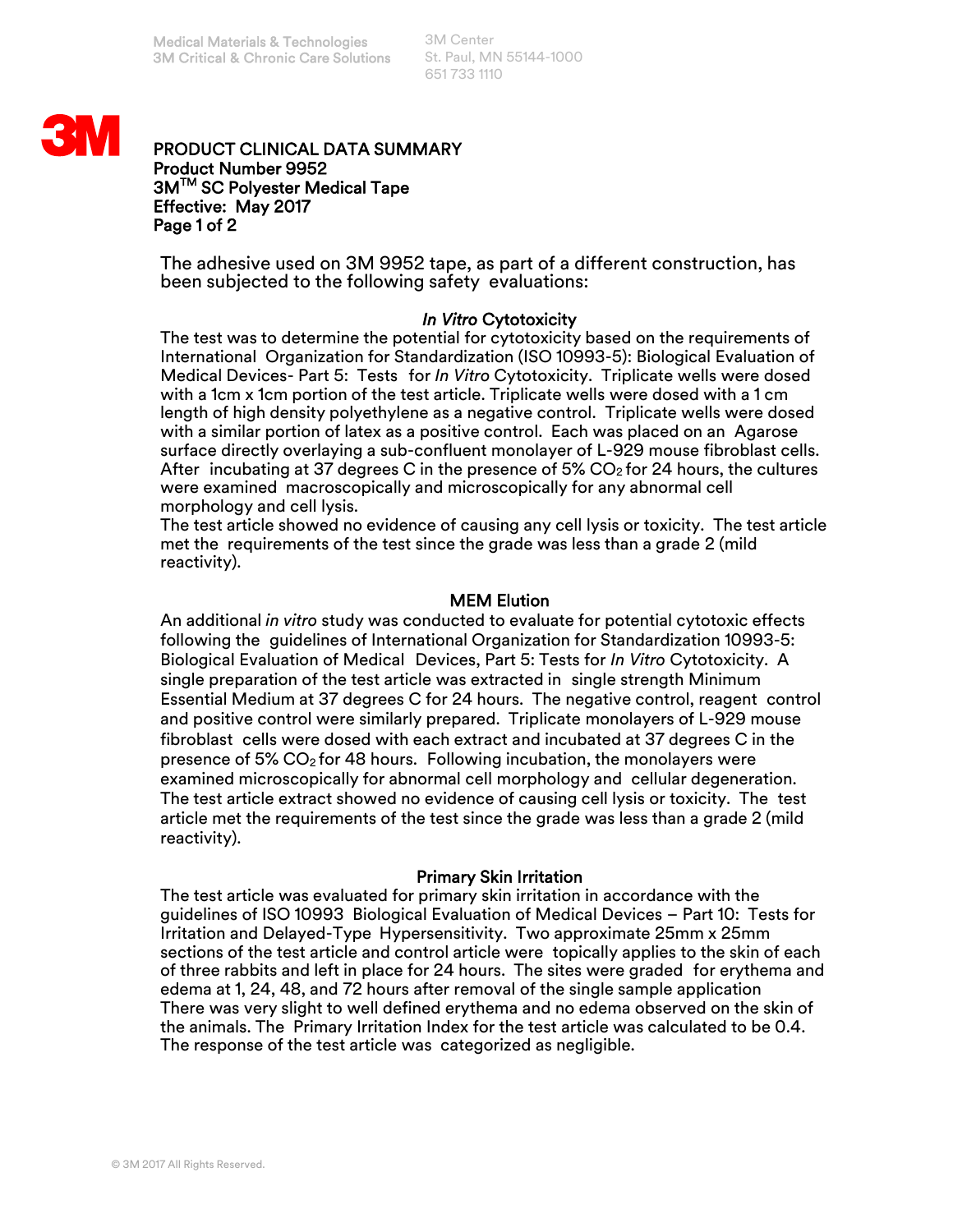Medical Materials & Technologies
3M Critical & Chronic Care Solutions

3M Center
St. Paul, MN 55144-1000
651 733 1110

**PRODUCT CLINICAL DATA SUMMARY**
**Product Number 9952**
**3M™ SC Polyester Medical Tape**
**Effective: May 2017**

The adhesive used on 3M 9952 tape, as part of a different construction, has been subjected to the following safety evaluations:

## *In Vitro* Cytotoxicity

The test was to determine the potential for cytotoxicity based on the requirements of International Organization for Standardization (ISO 10993-5): Biological Evaluation of Medical Devices- Part 5: Tests for *In Vitro* Cytotoxicity. Triplicate wells were dosed with a 1cm x 1cm portion of the test article. Triplicate wells were dosed with a 1 cm length of high density polyethylene as a negative control. Triplicate wells were dosed with a similar portion of latex as a positive control. Each was placed on an Agarose surface directly overlaying a sub-confluent monolayer of L-929 mouse fibroblast cells. After incubating at 37 degrees C in the presence of 5% $CO_2$ for 24 hours, the cultures were examined macroscopically and microscopically for any abnormal cell morphology and cell lysis.
The test article showed no evidence of causing any cell lysis or toxicity. The test article met the requirements of the test since the grade was less than a grade 2 (mild reactivity).

## MEM Elution

An additional *in vitro* study was conducted to evaluate for potential cytotoxic effects following the guidelines of International Organization for Standardization 10993-5: Biological Evaluation of Medical Devices, Part 5: Tests for *In Vitro* Cytotoxicity. A single preparation of the test article was extracted in single strength Minimum Essential Medium at 37 degrees C for 24 hours. The negative control, reagent control and positive control were similarly prepared. Triplicate monolayers of L-929 mouse fibroblast cells were dosed with each extract and incubated at 37 degrees C in the presence of 5% $CO_2$ for 48 hours. Following incubation, the monolayers were examined microscopically for abnormal cell morphology and cellular degeneration. The test article extract showed no evidence of causing cell lysis or toxicity. The test article met the requirements of the test since the grade was less than a grade 2 (mild reactivity).

## Primary Skin Irritation

The test article was evaluated for primary skin irritation in accordance with the guidelines of ISO 10993 Biological Evaluation of Medical Devices – Part 10: Tests for Irritation and Delayed-Type Hypersensitivity. Two approximate 25mm x 25mm sections of the test article and control article were topically applies to the skin of each of three rabbits and left in place for 24 hours. The sites were graded for erythema and edema at 1, 24, 48, and 72 hours after removal of the single sample application
There was very slight to well defined erythema and no edema observed on the skin of the animals. The Primary Irritation Index for the test article was calculated to be 0.4. The response of the test article was categorized as negligible.

© 3M 2017 All Rights Reserved.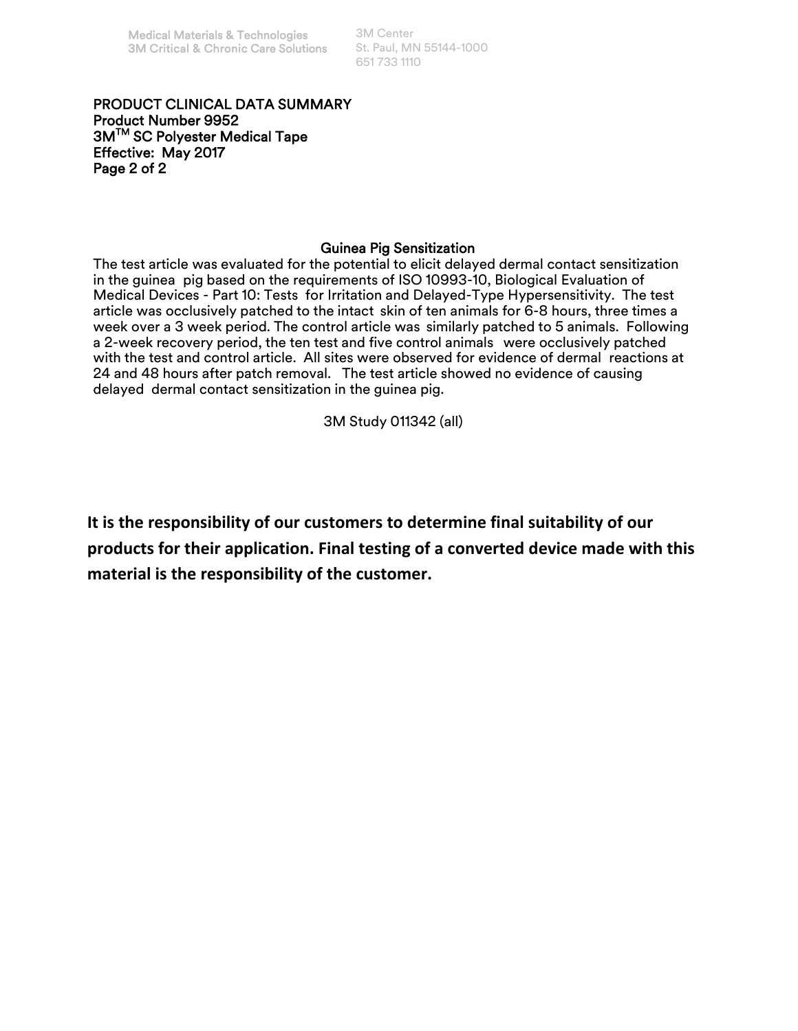PRODUCT CLINICAL DATA SUMMARY
Product Number 9952
3M[TM] SC Polyester Medical Tape
Effective: May 2017

## Guinea Pig Sensitization

The test article was evaluated for the potential to elicit delayed dermal contact sensitization in the guinea pig based on the requirements of ISO 10993-10, Biological Evaluation of Medical Devices - Part 10: Tests for Irritation and Delayed-Type Hypersensitivity. The test article was occlusively patched to the intact skin of ten animals for 6-8 hours, three times a week over a 3 week period. The control article was similarly patched to 5 animals. Following a 2-week recovery period, the ten test and five control animals were occlusively patched with the test and control article. All sites were observed for evidence of dermal reactions at 24 and 48 hours after patch removal. The test article showed no evidence of causing delayed dermal contact sensitization in the guinea pig.

3M Study 011342 (all)

**It is the responsibility of our customers to determine final suitability of our products for their application. Final testing of a converted device made with this material is the responsibility of the customer.**